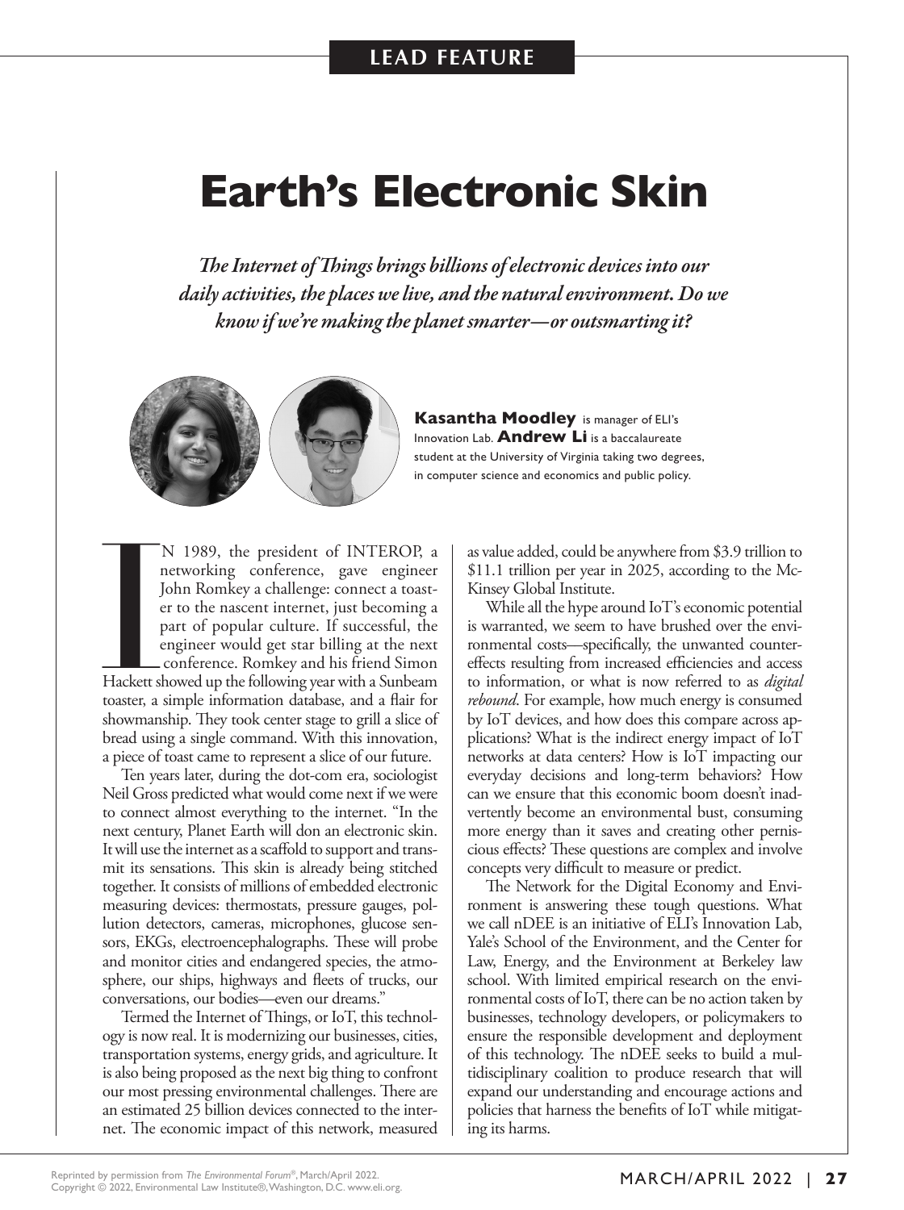LEAD FEATURE

# Earth's Electronic Skin

*The Internet of Things brings billions of electronic devices into our daily activities, the places we live, and the natural environment. Do we know if we're making the planet smarter—or outsmarting it?*

**Kasantha Moodley** is manager of ELI's Innovation Lab. **Andrew Li** is a baccalaureate student at the University of Virginia taking two degrees, in computer science and economics and public policy.

IN 1989, the president of INTEROP, a networking conference, gave engineer John Romkey a challenge: connect a toaster to the nascent internet, just becoming a part of popular culture. If successful, the engineer would get star billing at the next conference. Romkey and his friend Simon Hackett showed up the following year with a Sunbeam toaster, a simple information database, and a flair for showmanship. They took center stage to grill a slice of bread using a single command. With this innovation, a piece of toast came to represent a slice of our future.

Ten years later, during the dot-com era, sociologist Neil Gross predicted what would come next if we were to connect almost everything to the internet. "In the next century, Planet Earth will don an electronic skin. It will use the internet as a scaffold to support and transmit its sensations. This skin is already being stitched together. It consists of millions of embedded electronic measuring devices: thermostats, pressure gauges, pollution detectors, cameras, microphones, glucose sensors, EKGs, electroencephalographs. These will probe and monitor cities and endangered species, the atmosphere, our ships, highways and fleets of trucks, our conversations, our bodies—even our dreams."

Termed the Internet of Things, or IoT, this technology is now real. It is modernizing our businesses, cities, transportation systems, energy grids, and agriculture. It is also being proposed as the next big thing to confront our most pressing environmental challenges. There are an estimated 25 billion devices connected to the internet. The economic impact of this network, measured as value added, could be anywhere from $3.9 trillion to $11.1 trillion per year in 2025, according to the McKinsey Global Institute.

While all the hype around IoT's economic potential is warranted, we seem to have brushed over the environmental costs—specifically, the unwanted countereffects resulting from increased efficiencies and access to information, or what is now referred to as *digital rebound*. For example, how much energy is consumed by IoT devices, and how does this compare across applications? What is the indirect energy impact of IoT networks at data centers? How is IoT impacting our everyday decisions and long-term behaviors? How can we ensure that this economic boom doesn't inadvertently become an environmental bust, consuming more energy than it saves and creating other pernicious effects? These questions are complex and involve concepts very difficult to measure or predict.

The Network for the Digital Economy and Environment is answering these tough questions. What we call nDEE is an initiative of ELI's Innovation Lab, Yale's School of the Environment, and the Center for Law, Energy, and the Environment at Berkeley law school. With limited empirical research on the environmental costs of IoT, there can be no action taken by businesses, technology developers, or policymakers to ensure the responsible development and deployment of this technology. The nDEE seeks to build a multidisciplinary coalition to produce research that will expand our understanding and encourage actions and policies that harness the benefits of IoT while mitigating its harms.

Reprinted by permission from *The Environmental Forum*®, March/April 2022.
Copyright © 2022, Environmental Law Institute®, Washington, D.C. www.eli.org.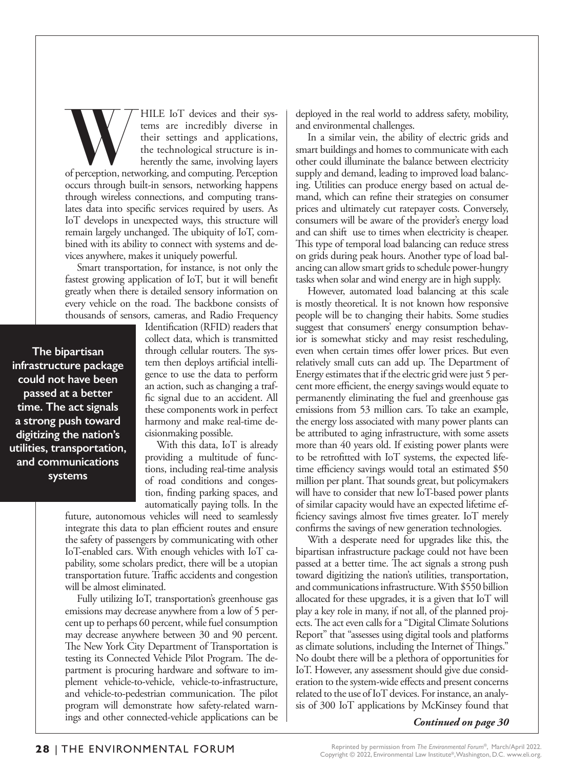WHILE IoT devices and their systems are incredibly diverse in their settings and applications, the technological structure is inherently the same, involving layers of perception, networking, and computing. Perception occurs through built-in sensors, networking happens through wireless connections, and computing translates data into specific services required by users. As IoT develops in unexpected ways, this structure will remain largely unchanged. The ubiquity of IoT, combined with its ability to connect with systems and devices anywhere, makes it uniquely powerful.

Smart transportation, for instance, is not only the fastest growing application of IoT, but it will benefit greatly when there is detailed sensory information on every vehicle on the road. The backbone consists of thousands of sensors, cameras, and Radio Frequency Identification (RFID) readers that collect data, which is transmitted through cellular routers. The system then deploys artificial intelligence to use the data to perform an action, such as changing a traffic signal due to an accident. All these components work in perfect harmony and make real-time decisionmaking possible.

**The bipartisan infrastructure package could not have been passed at a better time. The act signals a strong push toward digitizing the nation's utilities, transportation, and communications systems**

With this data, IoT is already providing a multitude of functions, including real-time analysis of road conditions and congestion, finding parking spaces, and automatically paying tolls. In the future, autonomous vehicles will need to seamlessly integrate this data to plan efficient routes and ensure the safety of passengers by communicating with other IoT-enabled cars. With enough vehicles with IoT capability, some scholars predict, there will be a utopian transportation future. Traffic accidents and congestion will be almost eliminated.

Fully utilizing IoT, transportation's greenhouse gas emissions may decrease anywhere from a low of 5 percent up to perhaps 60 percent, while fuel consumption may decrease anywhere between 30 and 90 percent. The New York City Department of Transportation is testing its Connected Vehicle Pilot Program. The department is procuring hardware and software to implement vehicle-to-vehicle, vehicle-to-infrastructure, and vehicle-to-pedestrian communication. The pilot program will demonstrate how safety-related warnings and other connected-vehicle applications can be deployed in the real world to address safety, mobility, and environmental challenges.

In a similar vein, the ability of electric grids and smart buildings and homes to communicate with each other could illuminate the balance between electricity supply and demand, leading to improved load balancing. Utilities can produce energy based on actual demand, which can refine their strategies on consumer prices and ultimately cut ratepayer costs. Conversely, consumers will be aware of the provider's energy load and can shift use to times when electricity is cheaper. This type of temporal load balancing can reduce stress on grids during peak hours. Another type of load balancing can allow smart grids to schedule power-hungry tasks when solar and wind energy are in high supply.

However, automated load balancing at this scale is mostly theoretical. It is not known how responsive people will be to changing their habits. Some studies suggest that consumers' energy consumption behavior is somewhat sticky and may resist rescheduling, even when certain times offer lower prices. But even relatively small cuts can add up. The Department of Energy estimates that if the electric grid were just 5 percent more efficient, the energy savings would equate to permanently eliminating the fuel and greenhouse gas emissions from 53 million cars. To take an example, the energy loss associated with many power plants can be attributed to aging infrastructure, with some assets more than 40 years old. If existing power plants were to be retrofitted with IoT systems, the expected lifetime efficiency savings would total an estimated $50 million per plant. That sounds great, but policymakers will have to consider that new IoT-based power plants of similar capacity would have an expected lifetime efficiency savings almost five times greater. IoT merely confirms the savings of new generation technologies.

With a desperate need for upgrades like this, the bipartisan infrastructure package could not have been passed at a better time. The act signals a strong push toward digitizing the nation's utilities, transportation, and communications infrastructure. With $550 billion allocated for these upgrades, it is a given that IoT will play a key role in many, if not all, of the planned projects. The act even calls for a "Digital Climate Solutions Report" that "assesses using digital tools and platforms as climate solutions, including the Internet of Things." No doubt there will be a plethora of opportunities for IoT. However, any assessment should give due consideration to the system-wide effects and present concerns related to the use of IoT devices. For instance, an analysis of 300 IoT applications by McKinsey found that

***Continued on page 30***

Reprinted by permission from *The Environmental Forum*®, March/April 2022. Copyright © 2022, Environmental Law Institute®, Washington, D.C. www.eli.org.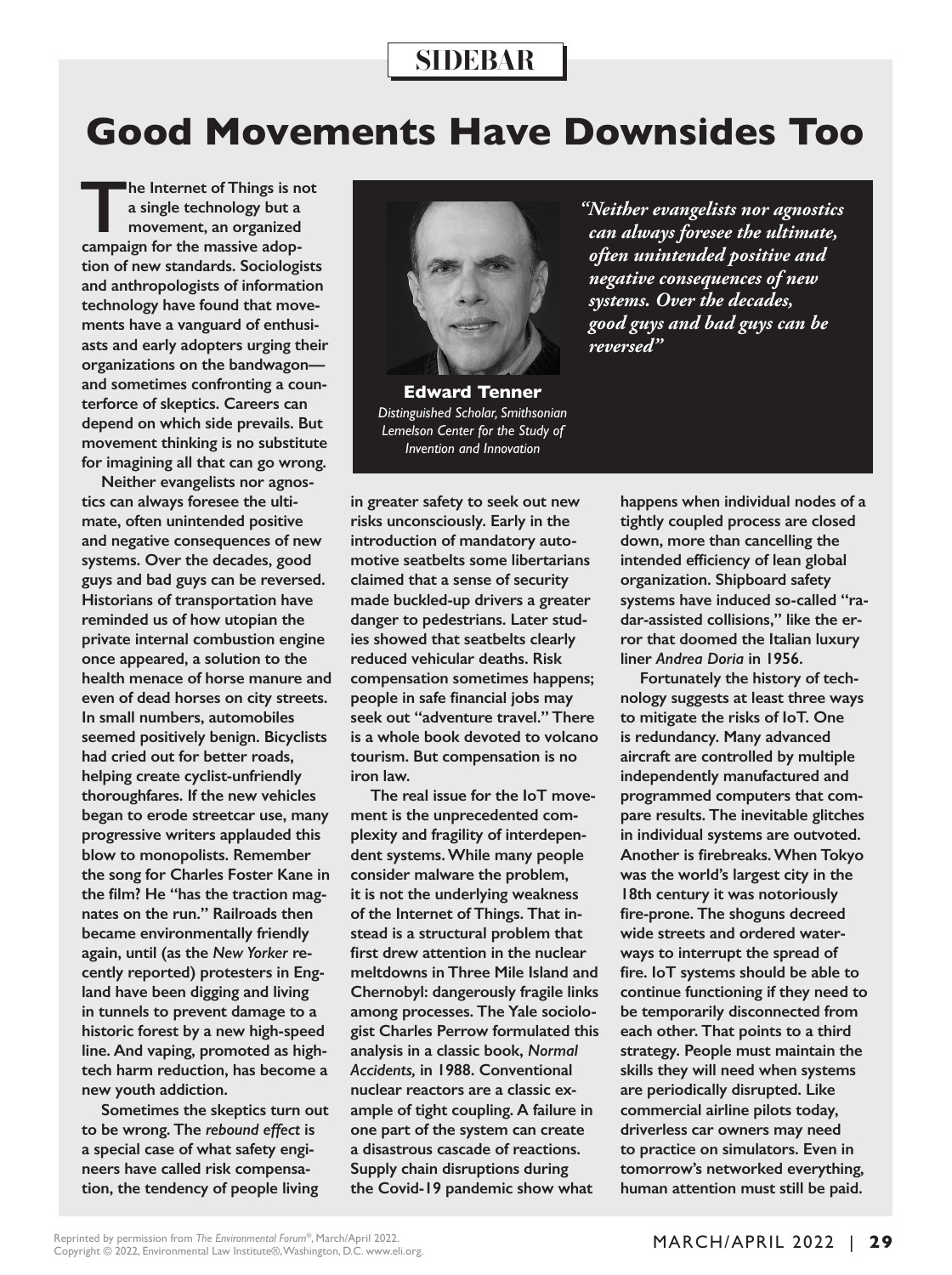SIDEBAR

# Good Movements Have Downsides Too

**The Internet of Things is not a single technology but a movement, an organized campaign for the massive adoption of new standards. Sociologists and anthropologists of information technology have found that movements have a vanguard of enthusiasts and early adopters urging their organizations on the bandwagon—and sometimes confronting a counterforce of skeptics. Careers can depend on which side prevails. But movement thinking is no substitute for imagining all that can go wrong.**

**Edward Tenner**
*Distinguished Scholar, Smithsonian Lemelson Center for the Study of Invention and Innovation*

> *"Neither evangelists nor agnostics can always foresee the ultimate, often unintended positive and negative consequences of new systems. Over the decades, good guys and bad guys can be reversed"*

Neither evangelists nor agnostics can always foresee the ultimate, often unintended positive and negative consequences of new systems. Over the decades, good guys and bad guys can be reversed. Historians of transportation have reminded us of how utopian the private internal combustion engine once appeared, a solution to the health menace of horse manure and even of dead horses on city streets. In small numbers, automobiles seemed positively benign. Bicyclists had cried out for better roads, helping create cyclist-unfriendly thoroughfares. If the new vehicles began to erode streetcar use, many progressive writers applauded this blow to monopolists. Remember the song for Charles Foster Kane in the film? He "has the traction magnates on the run." Railroads then became environmentally friendly again, until (as the *New Yorker* recently reported) protesters in England have been digging and living in tunnels to prevent damage to a historic forest by a new high-speed line. And vaping, promoted as high-tech harm reduction, has become a new youth addiction.

Sometimes the skeptics turn out to be wrong. The *rebound effect* is a special case of what safety engineers have called risk compensation, the tendency of people living in greater safety to seek out new risks unconsciously. Early in the introduction of mandatory automotive seatbelts some libertarians claimed that a sense of security made buckled-up drivers a greater danger to pedestrians. Later studies showed that seatbelts clearly reduced vehicular deaths. Risk compensation sometimes happens; people in safe financial jobs may seek out "adventure travel." There is a whole book devoted to volcano tourism. But compensation is no iron law.

The real issue for the IoT movement is the unprecedented complexity and fragility of interdependent systems. While many people consider malware the problem, it is not the underlying weakness of the Internet of Things. That instead is a structural problem that first drew attention in the nuclear meltdowns in Three Mile Island and Chernobyl: dangerously fragile links among processes. The Yale sociologist Charles Perrow formulated this analysis in a classic book, *Normal Accidents,* in 1988. Conventional nuclear reactors are a classic example of tight coupling. A failure in one part of the system can create a disastrous cascade of reactions. Supply chain disruptions during the Covid-19 pandemic show what happens when individual nodes of a tightly coupled process are closed down, more than cancelling the intended efficiency of lean global organization. Shipboard safety systems have induced so-called "radar-assisted collisions," like the error that doomed the Italian luxury liner *Andrea Doria* in 1956.

Fortunately the history of technology suggests at least three ways to mitigate the risks of IoT. One is redundancy. Many advanced aircraft are controlled by multiple independently manufactured and programmed computers that compare results. The inevitable glitches in individual systems are outvoted. Another is firebreaks. When Tokyo was the world's largest city in the 18th century it was notoriously fire-prone. The shoguns decreed wide streets and ordered waterways to interrupt the spread of fire. IoT systems should be able to continue functioning if they need to be temporarily disconnected from each other. That points to a third strategy. People must maintain the skills they will need when systems are periodically disrupted. Like commercial airline pilots today, driverless car owners may need to practice on simulators. Even in tomorrow's networked everything, human attention must still be paid.

Reprinted by permission from *The Environmental Forum*®, March/April 2022.
Copyright © 2022, Environmental Law Institute®, Washington, D.C. www.eli.org.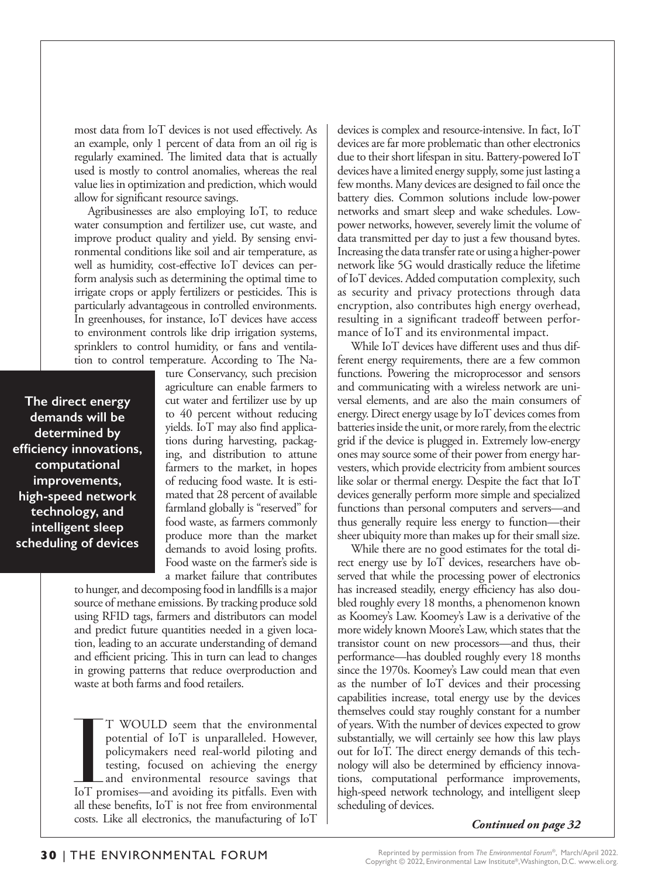most data from IoT devices is not used effectively. As an example, only 1 percent of data from an oil rig is regularly examined. The limited data that is actually used is mostly to control anomalies, whereas the real value lies in optimization and prediction, which would allow for significant resource savings.

Agribusinesses are also employing IoT, to reduce water consumption and fertilizer use, cut waste, and improve product quality and yield. By sensing environmental conditions like soil and air temperature, as well as humidity, cost-effective IoT devices can perform analysis such as determining the optimal time to irrigate crops or apply fertilizers or pesticides. This is particularly advantageous in controlled environments. In greenhouses, for instance, IoT devices have access to environment controls like drip irrigation systems, sprinklers to control humidity, or fans and ventilation to control temperature. According to The Nature Conservancy, such precision agriculture can enable farmers to cut water and fertilizer use by up to 40 percent without reducing yields. IoT may also find applications during harvesting, packaging, and distribution to attune farmers to the market, in hopes of reducing food waste. It is estimated that 28 percent of available farmland globally is "reserved" for food waste, as farmers commonly produce more than the market demands to avoid losing profits. Food waste on the farmer's side is a market failure that contributes to hunger, and decomposing food in landfills is a major source of methane emissions. By tracking produce sold using RFID tags, farmers and distributors can model and predict future quantities needed in a given location, leading to an accurate understanding of demand and efficient pricing. This in turn can lead to changes in growing patterns that reduce overproduction and waste at both farms and food retailers.

**The direct energy demands will be determined by efficiency innovations, computational improvements, high-speed network technology, and intelligent sleep scheduling of devices**

IT WOULD seem that the environmental potential of IoT is unparalleled. However, policymakers need real-world piloting and testing, focused on achieving the energy and environmental resource savings that IoT promises—and avoiding its pitfalls. Even with all these benefits, IoT is not free from environmental costs. Like all electronics, the manufacturing of IoT devices is complex and resource-intensive. In fact, IoT devices are far more problematic than other electronics due to their short lifespan in situ. Battery-powered IoT devices have a limited energy supply, some just lasting a few months. Many devices are designed to fail once the battery dies. Common solutions include low-power networks and smart sleep and wake schedules. Low-power networks, however, severely limit the volume of data transmitted per day to just a few thousand bytes. Increasing the data transfer rate or using a higher-power network like 5G would drastically reduce the lifetime of IoT devices. Added computation complexity, such as security and privacy protections through data encryption, also contributes high energy overhead, resulting in a significant tradeoff between performance of IoT and its environmental impact.

While IoT devices have different uses and thus different energy requirements, there are a few common functions. Powering the microprocessor and sensors and communicating with a wireless network are universal elements, and are also the main consumers of energy. Direct energy usage by IoT devices comes from batteries inside the unit, or more rarely, from the electric grid if the device is plugged in. Extremely low-energy ones may source some of their power from energy harvesters, which provide electricity from ambient sources like solar or thermal energy. Despite the fact that IoT devices generally perform more simple and specialized functions than personal computers and servers—and thus generally require less energy to function—their sheer ubiquity more than makes up for their small size.

While there are no good estimates for the total direct energy use by IoT devices, researchers have observed that while the processing power of electronics has increased steadily, energy efficiency has also doubled roughly every 18 months, a phenomenon known as Koomey's Law. Koomey's Law is a derivative of the more widely known Moore's Law, which states that the transistor count on new processors—and thus, their performance—has doubled roughly every 18 months since the 1970s. Koomey's Law could mean that even as the number of IoT devices and their processing capabilities increase, total energy use by the devices themselves could stay roughly constant for a number of years. With the number of devices expected to grow substantially, we will certainly see how this law plays out for IoT. The direct energy demands of this technology will also be determined by efficiency innovations, computational performance improvements, high-speed network technology, and intelligent sleep scheduling of devices.

***Continued on page 32***

Reprinted by permission from *The Environmental Forum*®, March/April 2022. Copyright © 2022, Environmental Law Institute®, Washington, D.C. www.eli.org.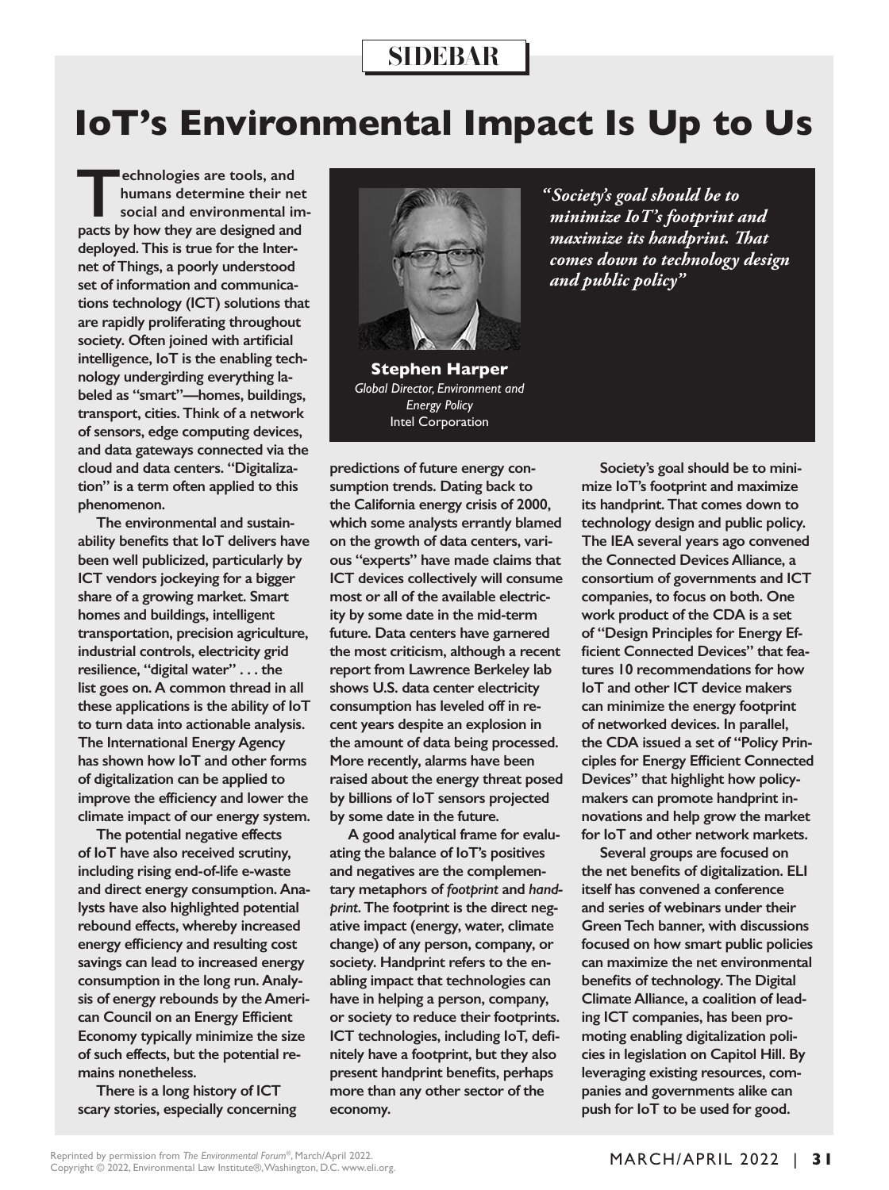SIDEBAR

# IoT's Environmental Impact Is Up to Us

**Stephen Harper**
*Global Director, Environment and Energy Policy*
Intel Corporation

*"Society's goal should be to minimize IoT's footprint and maximize its handprint. That comes down to technology design and public policy"*

**Technologies are tools, and humans determine their net social and environmental impacts by how they are designed and deployed. This is true for the Internet of Things, a poorly understood set of information and communications technology (ICT) solutions that are rapidly proliferating throughout society. Often joined with artificial intelligence, IoT is the enabling technology undergirding everything labeled as "smart"—homes, buildings, transport, cities. Think of a network of sensors, edge computing devices, and data gateways connected via the cloud and data centers. "Digitalization" is a term often applied to this phenomenon.**

The environmental and sustainability benefits that IoT delivers have been well publicized, particularly by ICT vendors jockeying for a bigger share of a growing market. Smart homes and buildings, intelligent transportation, precision agriculture, industrial controls, electricity grid resilience, "digital water" . . . the list goes on. A common thread in all these applications is the ability of IoT to turn data into actionable analysis. The International Energy Agency has shown how IoT and other forms of digitalization can be applied to improve the efficiency and lower the climate impact of our energy system.

The potential negative effects of IoT have also received scrutiny, including rising end-of-life e-waste and direct energy consumption. Analysts have also highlighted potential rebound effects, whereby increased energy efficiency and resulting cost savings can lead to increased energy consumption in the long run. Analysis of energy rebounds by the American Council on an Energy Efficient Economy typically minimize the size of such effects, but the potential remains nonetheless.

There is a long history of ICT scary stories, especially concerning predictions of future energy consumption trends. Dating back to the California energy crisis of 2000, which some analysts errantly blamed on the growth of data centers, various "experts" have made claims that ICT devices collectively will consume most or all of the available electricity by some date in the mid-term future. Data centers have garnered the most criticism, although a recent report from Lawrence Berkeley lab shows U.S. data center electricity consumption has leveled off in recent years despite an explosion in the amount of data being processed. More recently, alarms have been raised about the energy threat posed by billions of IoT sensors projected by some date in the future.

A good analytical frame for evaluating the balance of IoT's positives and negatives are the complementary metaphors of *footprint* and *handprint*. The footprint is the direct negative impact (energy, water, climate change) of any person, company, or society. Handprint refers to the enabling impact that technologies can have in helping a person, company, or society to reduce their footprints. ICT technologies, including IoT, definitely have a footprint, but they also present handprint benefits, perhaps more than any other sector of the economy.

Society's goal should be to minimize IoT's footprint and maximize its handprint. That comes down to technology design and public policy. The IEA several years ago convened the Connected Devices Alliance, a consortium of governments and ICT companies, to focus on both. One work product of the CDA is a set of "Design Principles for Energy Efficient Connected Devices" that features 10 recommendations for how IoT and other ICT device makers can minimize the energy footprint of networked devices. In parallel, the CDA issued a set of "Policy Principles for Energy Efficient Connected Devices" that highlight how policymakers can promote handprint innovations and help grow the market for IoT and other network markets.

Several groups are focused on the net benefits of digitalization. ELI itself has convened a conference and series of webinars under their Green Tech banner, with discussions focused on how smart public policies can maximize the net environmental benefits of technology. The Digital Climate Alliance, a coalition of leading ICT companies, has been promoting enabling digitalization policies in legislation on Capitol Hill. By leveraging existing resources, companies and governments alike can push for IoT to be used for good.

Reprinted by permission from *The Environmental Forum*®, March/April 2022.
Copyright © 2022, Environmental Law Institute®, Washington, D.C. www.eli.org.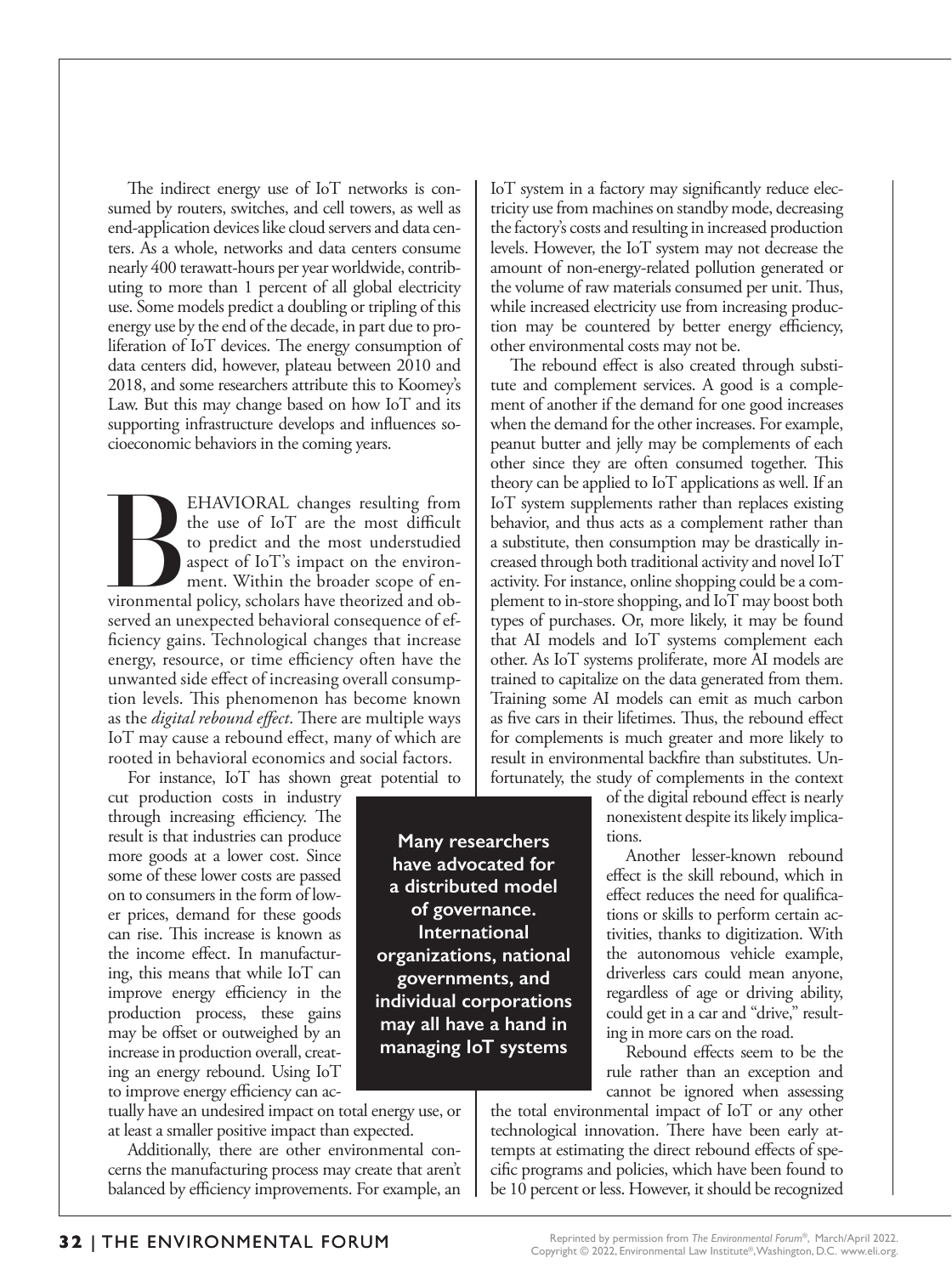The indirect energy use of IoT networks is consumed by routers, switches, and cell towers, as well as end-application devices like cloud servers and data centers. As a whole, networks and data centers consume nearly 400 terawatt-hours per year worldwide, contributing to more than 1 percent of all global electricity use. Some models predict a doubling or tripling of this energy use by the end of the decade, in part due to proliferation of IoT devices. The energy consumption of data centers did, however, plateau between 2010 and 2018, and some researchers attribute this to Koomey's Law. But this may change based on how IoT and its supporting infrastructure develops and influences socioeconomic behaviors in the coming years.

BEHAVIORAL changes resulting from the use of IoT are the most difficult to predict and the most understudied aspect of IoT's impact on the environment. Within the broader scope of environmental policy, scholars have theorized and observed an unexpected behavioral consequence of efficiency gains. Technological changes that increase energy, resource, or time efficiency often have the unwanted side effect of increasing overall consumption levels. This phenomenon has become known as the *digital rebound effect*. There are multiple ways IoT may cause a rebound effect, many of which are rooted in behavioral economics and social factors.

For instance, IoT has shown great potential to cut production costs in industry through increasing efficiency. The result is that industries can produce more goods at a lower cost. Since some of these lower costs are passed on to consumers in the form of lower prices, demand for these goods can rise. This increase is known as the income effect. In manufacturing, this means that while IoT can improve energy efficiency in the production process, these gains may be offset or outweighed by an increase in production overall, creating an energy rebound. Using IoT to improve energy efficiency can actually have an undesired impact on total energy use, or at least a smaller positive impact than expected.

**Many researchers have advocated for a distributed model of governance. International organizations, national governments, and individual corporations may all have a hand in managing IoT systems**

Additionally, there are other environmental concerns the manufacturing process may create that aren't balanced by efficiency improvements. For example, an IoT system in a factory may significantly reduce electricity use from machines on standby mode, decreasing the factory's costs and resulting in increased production levels. However, the IoT system may not decrease the amount of non-energy-related pollution generated or the volume of raw materials consumed per unit. Thus, while increased electricity use from increasing production may be countered by better energy efficiency, other environmental costs may not be.

The rebound effect is also created through substitute and complement services. A good is a complement of another if the demand for one good increases when the demand for the other increases. For example, peanut butter and jelly may be complements of each other since they are often consumed together. This theory can be applied to IoT applications as well. If an IoT system supplements rather than replaces existing behavior, and thus acts as a complement rather than a substitute, then consumption may be drastically increased through both traditional activity and novel IoT activity. For instance, online shopping could be a complement to in-store shopping, and IoT may boost both types of purchases. Or, more likely, it may be found that AI models and IoT systems complement each other. As IoT systems proliferate, more AI models are trained to capitalize on the data generated from them. Training some AI models can emit as much carbon as five cars in their lifetimes. Thus, the rebound effect for complements is much greater and more likely to result in environmental backfire than substitutes. Unfortunately, the study of complements in the context of the digital rebound effect is nearly nonexistent despite its likely implications.

Another lesser-known rebound effect is the skill rebound, which in effect reduces the need for qualifications or skills to perform certain activities, thanks to digitization. With the autonomous vehicle example, driverless cars could mean anyone, regardless of age or driving ability, could get in a car and "drive," resulting in more cars on the road.

Rebound effects seem to be the rule rather than an exception and cannot be ignored when assessing the total environmental impact of IoT or any other technological innovation. There have been early attempts at estimating the direct rebound effects of specific programs and policies, which have been found to be 10 percent or less. However, it should be recognized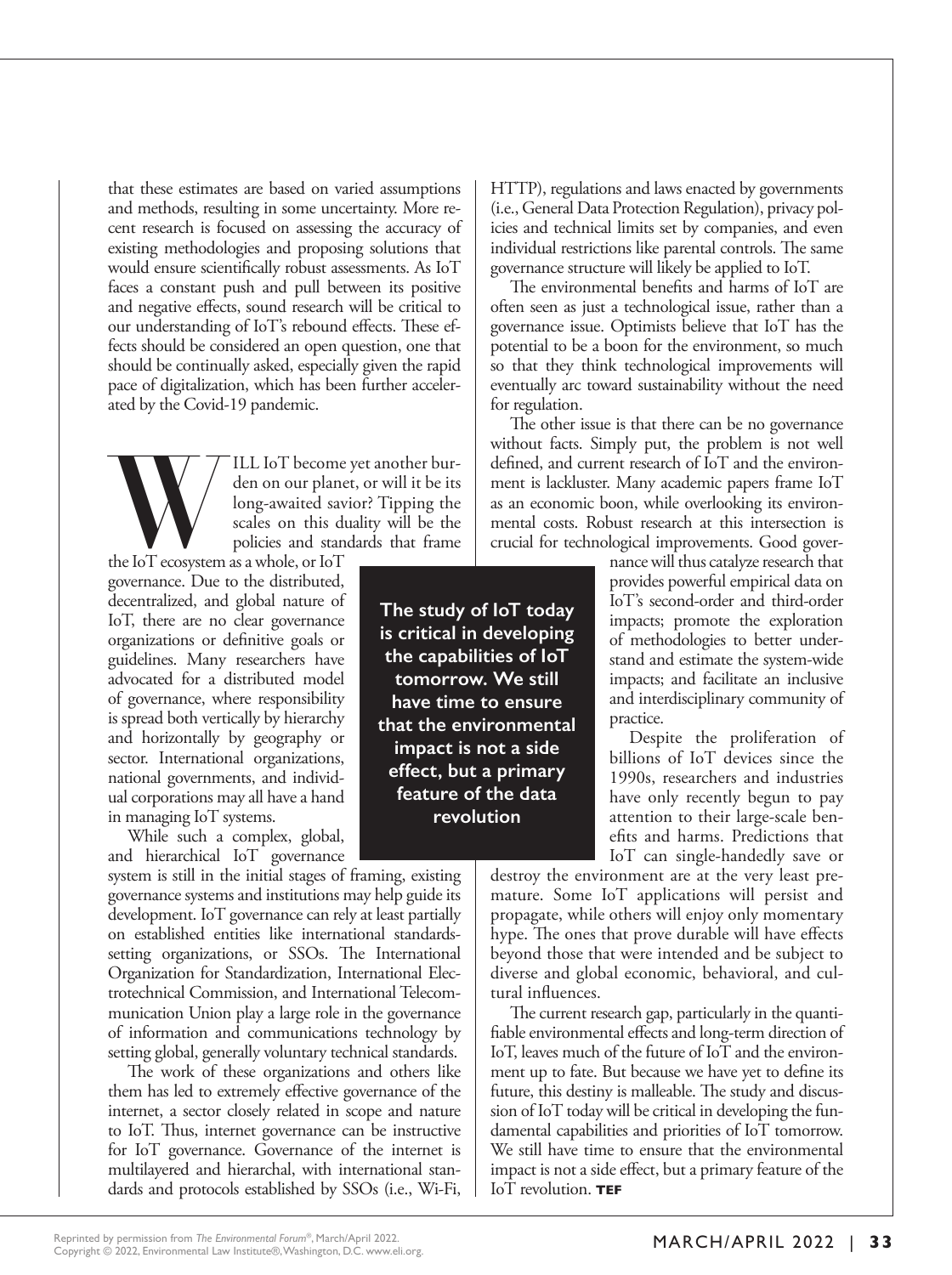that these estimates are based on varied assumptions and methods, resulting in some uncertainty. More recent research is focused on assessing the accuracy of existing methodologies and proposing solutions that would ensure scientifically robust assessments. As IoT faces a constant push and pull between its positive and negative effects, sound research will be critical to our understanding of IoT's rebound effects. These effects should be considered an open question, one that should be continually asked, especially given the rapid pace of digitalization, which has been further accelerated by the Covid-19 pandemic.

WILL IoT become yet another burden on our planet, or will it be its long-awaited savior? Tipping the scales on this duality will be the policies and standards that frame the IoT ecosystem as a whole, or IoT governance. Due to the distributed, decentralized, and global nature of IoT, there are no clear governance organizations or definitive goals or guidelines. Many researchers have advocated for a distributed model of governance, where responsibility is spread both vertically by hierarchy and horizontally by geography or sector. International organizations, national governments, and individual corporations may all have a hand in managing IoT systems.

While such a complex, global, and hierarchical IoT governance system is still in the initial stages of framing, existing governance systems and institutions may help guide its development. IoT governance can rely at least partially on established entities like international standards-setting organizations, or SSOs. The International Organization for Standardization, International Electrotechnical Commission, and International Telecommunication Union play a large role in the governance of information and communications technology by setting global, generally voluntary technical standards.

The work of these organizations and others like them has led to extremely effective governance of the internet, a sector closely related in scope and nature to IoT. Thus, internet governance can be instructive for IoT governance. Governance of the internet is multilayered and hierarchal, with international standards and protocols established by SSOs (i.e., Wi-Fi, HTTP), regulations and laws enacted by governments (i.e., General Data Protection Regulation), privacy policies and technical limits set by companies, and even individual restrictions like parental controls. The same governance structure will likely be applied to IoT.

The environmental benefits and harms of IoT are often seen as just a technological issue, rather than a governance issue. Optimists believe that IoT has the potential to be a boon for the environment, so much so that they think technological improvements will eventually arc toward sustainability without the need for regulation.

The other issue is that there can be no governance without facts. Simply put, the problem is not well defined, and current research of IoT and the environment is lackluster. Many academic papers frame IoT as an economic boon, while overlooking its environmental costs. Robust research at this intersection is crucial for technological improvements. Good governance will thus catalyze research that provides powerful empirical data on IoT's second-order and third-order impacts; promote the exploration of methodologies to better understand and estimate the system-wide impacts; and facilitate an inclusive and interdisciplinary community of practice.

**The study of IoT today is critical in developing the capabilities of IoT tomorrow. We still have time to ensure that the environmental impact is not a side effect, but a primary feature of the data revolution**

Despite the proliferation of billions of IoT devices since the 1990s, researchers and industries have only recently begun to pay attention to their large-scale benefits and harms. Predictions that IoT can single-handedly save or destroy the environment are at the very least premature. Some IoT applications will persist and propagate, while others will enjoy only momentary hype. The ones that prove durable will have effects beyond those that were intended and be subject to diverse and global economic, behavioral, and cultural influences.

The current research gap, particularly in the quantifiable environmental effects and long-term direction of IoT, leaves much of the future of IoT and the environment up to fate. But because we have yet to define its future, this destiny is malleable. The study and discussion of IoT today will be critical in developing the fundamental capabilities and priorities of IoT tomorrow. We still have time to ensure that the environmental impact is not a side effect, but a primary feature of the IoT revolution. **TEF**

Reprinted by permission from *The Environmental Forum*®, March/April 2022.
Copyright © 2022, Environmental Law Institute®, Washington, D.C. www.eli.org.